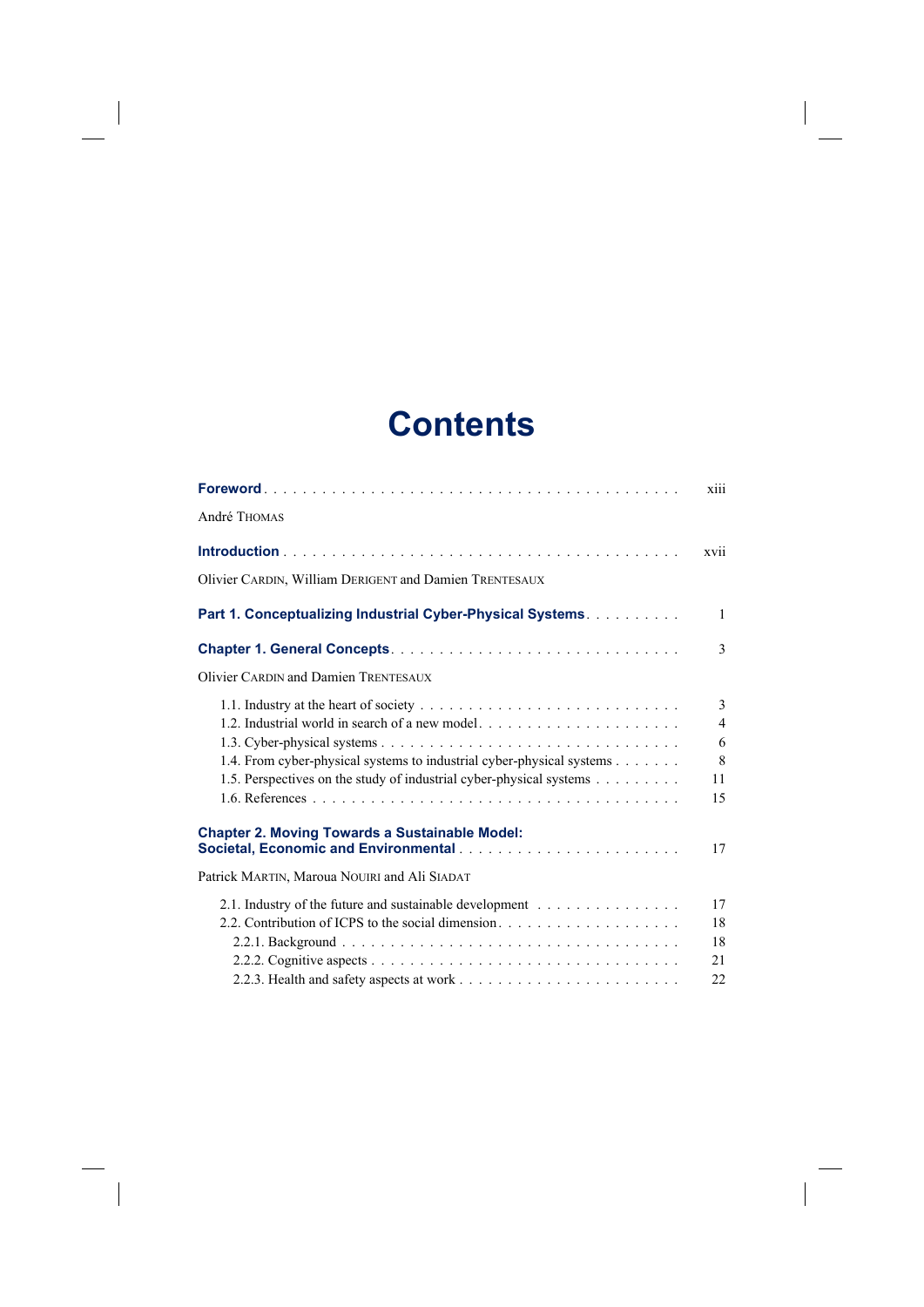# Contents

**Foreword** . . . . . . . . . . . . . . . . . . . . . . . . . . . . . . . . . . . . . . . . . xiii

André THOMAS

**Introduction** . . . . . . . . . . . . . . . . . . . . . . . . . . . . . . . . . . . . . . . . xvii

Olivier CARDIN, William DERIGENT and Damien TRENTESAUX

**Part 1. Conceptualizing Industrial Cyber-Physical Systems** . . . . . . . . . . 1

**Chapter 1. General Concepts** . . . . . . . . . . . . . . . . . . . . . . . . . . . . . 3

Olivier CARDIN and Damien TRENTESAUX

- 1.1. Industry at the heart of society . . . . . . . . . . . . . . . . . . . . . . . . . . 3
- 1.2. Industrial world in search of a new model . . . . . . . . . . . . . . . . . . . . 4
- 1.3. Cyber-physical systems . . . . . . . . . . . . . . . . . . . . . . . . . . . . . . 6
- 1.4. From cyber-physical systems to industrial cyber-physical systems . . . . . . . 8
- 1.5. Perspectives on the study of industrial cyber-physical systems . . . . . . . . . 11
- 1.6. References . . . . . . . . . . . . . . . . . . . . . . . . . . . . . . . . . . . . . 15

**Chapter 2. Moving Towards a Sustainable Model: Societal, Economic and Environmental** . . . . . . . . . . . . . . . . . . . . . . . 17

Patrick MARTIN, Maroua NOUIRI and Ali SIADAT

- 2.1. Industry of the future and sustainable development . . . . . . . . . . . . . . . 17
- 2.2. Contribution of ICPS to the social dimension . . . . . . . . . . . . . . . . . . . 18
  - 2.2.1. Background . . . . . . . . . . . . . . . . . . . . . . . . . . . . . . . . . . 18
  - 2.2.2. Cognitive aspects . . . . . . . . . . . . . . . . . . . . . . . . . . . . . . . 21
  - 2.2.3. Health and safety aspects at work . . . . . . . . . . . . . . . . . . . . . . . 22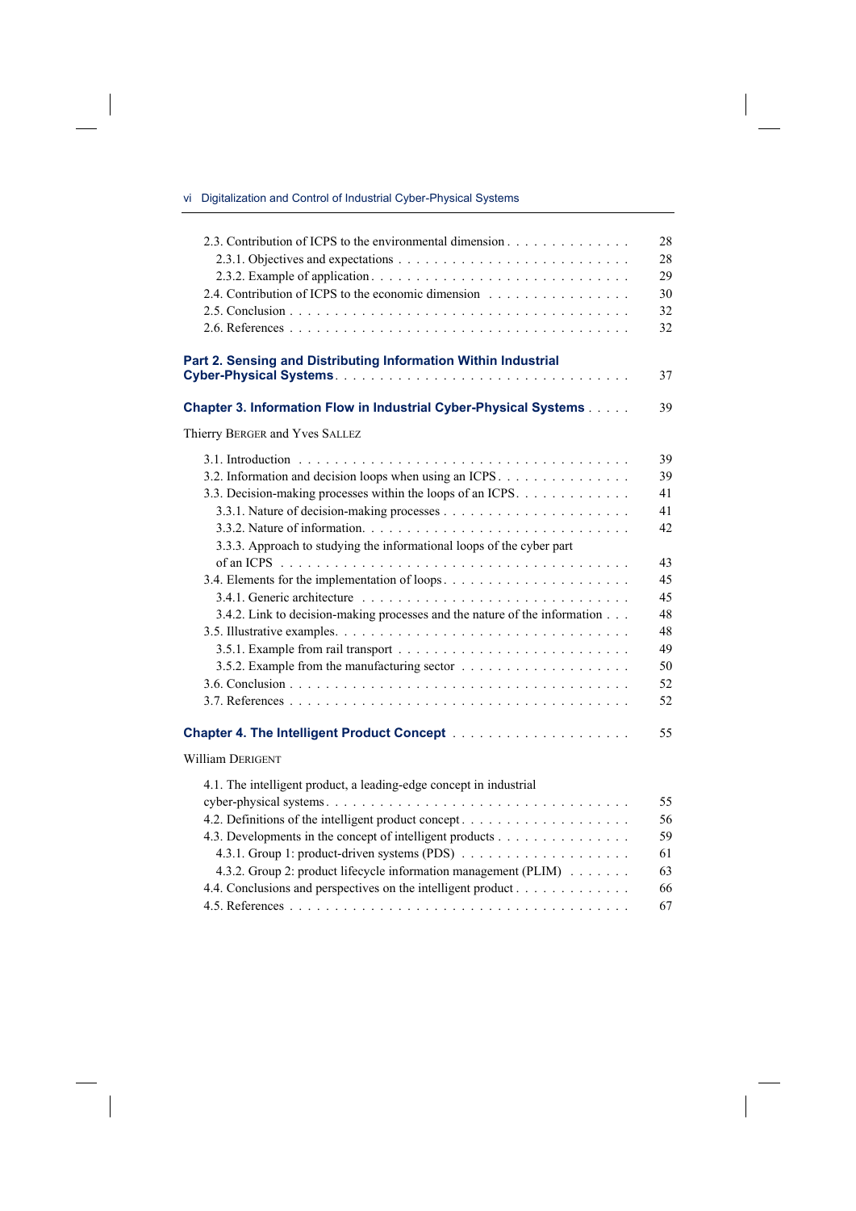2.3. Contribution of ICPS to the environmental dimension . . . . . . . . . . . . . 28
2.3.1. Objectives and expectations . . . . . . . . . . . . . . . . . . . . . . . . . 28
2.3.2. Example of application . . . . . . . . . . . . . . . . . . . . . . . . . . . 29
2.4. Contribution of ICPS to the economic dimension . . . . . . . . . . . . . . . 30
2.5. Conclusion . . . . . . . . . . . . . . . . . . . . . . . . . . . . . . . . . . . . 32
2.6. References . . . . . . . . . . . . . . . . . . . . . . . . . . . . . . . . . . . . 32

## Part 2. Sensing and Distributing Information Within Industrial Cyber-Physical Systems . . . . . . . . . . . . . . . . . . . . . . . . . . . . . . . 37

## Chapter 3. Information Flow in Industrial Cyber-Physical Systems . . . . . 39

Thierry BERGER and Yves SALLEZ

3.1. Introduction . . . . . . . . . . . . . . . . . . . . . . . . . . . . . . . . . . . 39
3.2. Information and decision loops when using an ICPS . . . . . . . . . . . . . . 39
3.3. Decision-making processes within the loops of an ICPS . . . . . . . . . . . . 41
3.3.1. Nature of decision-making processes . . . . . . . . . . . . . . . . . . . . 41
3.3.2. Nature of information . . . . . . . . . . . . . . . . . . . . . . . . . . . . 42
3.3.3. Approach to studying the informational loops of the cyber part of an ICPS . . . . . . . . . . . . . . . . . . . . . . . . . . . . . . . . . . . . 43
3.4. Elements for the implementation of loops . . . . . . . . . . . . . . . . . . . . 45
3.4.1. Generic architecture . . . . . . . . . . . . . . . . . . . . . . . . . . . . . 45
3.4.2. Link to decision-making processes and the nature of the information . . . 48
3.5. Illustrative examples . . . . . . . . . . . . . . . . . . . . . . . . . . . . . . . 48
3.5.1. Example from rail transport . . . . . . . . . . . . . . . . . . . . . . . . . 49
3.5.2. Example from the manufacturing sector . . . . . . . . . . . . . . . . . . 50
3.6. Conclusion . . . . . . . . . . . . . . . . . . . . . . . . . . . . . . . . . . . . 52
3.7. References . . . . . . . . . . . . . . . . . . . . . . . . . . . . . . . . . . . . 52

## Chapter 4. The Intelligent Product Concept . . . . . . . . . . . . . . . . . . . 55

William DERIGENT

4.1. The intelligent product, a leading-edge concept in industrial cyber-physical systems . . . . . . . . . . . . . . . . . . . . . . . . . . . . . . . . . 55
4.2. Definitions of the intelligent product concept . . . . . . . . . . . . . . . . . . 56
4.3. Developments in the concept of intelligent products . . . . . . . . . . . . . . 59
4.3.1. Group 1: product-driven systems (PDS) . . . . . . . . . . . . . . . . . . 61
4.3.2. Group 2: product lifecycle information management (PLIM) . . . . . . . 63
4.4. Conclusions and perspectives on the intelligent product . . . . . . . . . . . . 66
4.5. References . . . . . . . . . . . . . . . . . . . . . . . . . . . . . . . . . . . . 67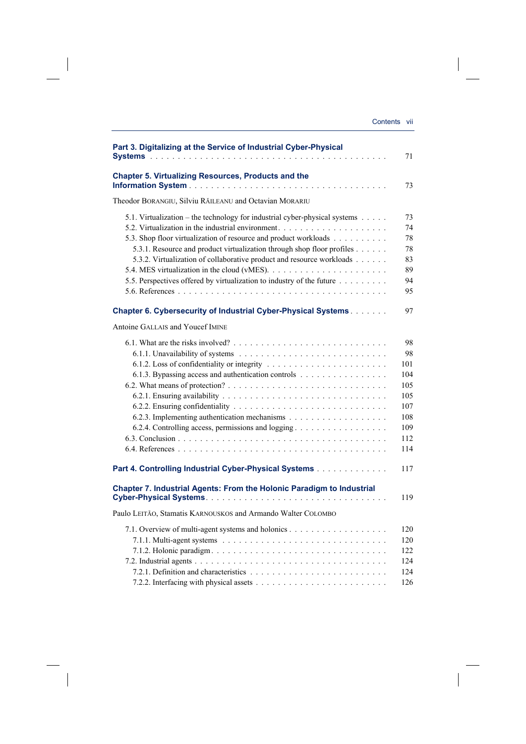**Part 3. Digitalizing at the Service of Industrial Cyber-Physical Systems** . . . 71

**Chapter 5. Virtualizing Resources, Products and the Information System** . . . 73

Theodor BORANGIU, Silviu RĂILEANU and Octavian MORARIU

- 5.1. Virtualization – the technology for industrial cyber-physical systems . . . 73
- 5.2. Virtualization in the industrial environment . . . 74
- 5.3. Shop floor virtualization of resource and product workloads . . . 78
  - 5.3.1. Resource and product virtualization through shop floor profiles . . . 78
  - 5.3.2. Virtualization of collaborative product and resource workloads . . . 83
- 5.4. MES virtualization in the cloud (vMES) . . . 89
- 5.5. Perspectives offered by virtualization to industry of the future . . . 94
- 5.6. References . . . 95

**Chapter 6. Cybersecurity of Industrial Cyber-Physical Systems** . . . 97

Antoine GALLAIS and Youcef IMINE

- 6.1. What are the risks involved? . . . 98
  - 6.1.1. Unavailability of systems . . . 98
  - 6.1.2. Loss of confidentiality or integrity . . . 101
  - 6.1.3. Bypassing access and authentication controls . . . 104
- 6.2. What means of protection? . . . 105
  - 6.2.1. Ensuring availability . . . 105
  - 6.2.2. Ensuring confidentiality . . . 107
  - 6.2.3. Implementing authentication mechanisms . . . 108
  - 6.2.4. Controlling access, permissions and logging . . . 109
- 6.3. Conclusion . . . 112
- 6.4. References . . . 114

**Part 4. Controlling Industrial Cyber-Physical Systems** . . . 117

**Chapter 7. Industrial Agents: From the Holonic Paradigm to Industrial Cyber-Physical Systems** . . . 119

Paulo LEITÃO, Stamatis KARNOUSKOS and Armando Walter COLOMBO

- 7.1. Overview of multi-agent systems and holonics . . . 120
  - 7.1.1. Multi-agent systems . . . 120
  - 7.1.2. Holonic paradigm . . . 122
- 7.2. Industrial agents . . . 124
  - 7.2.1. Definition and characteristics . . . 124
  - 7.2.2. Interfacing with physical assets . . . 126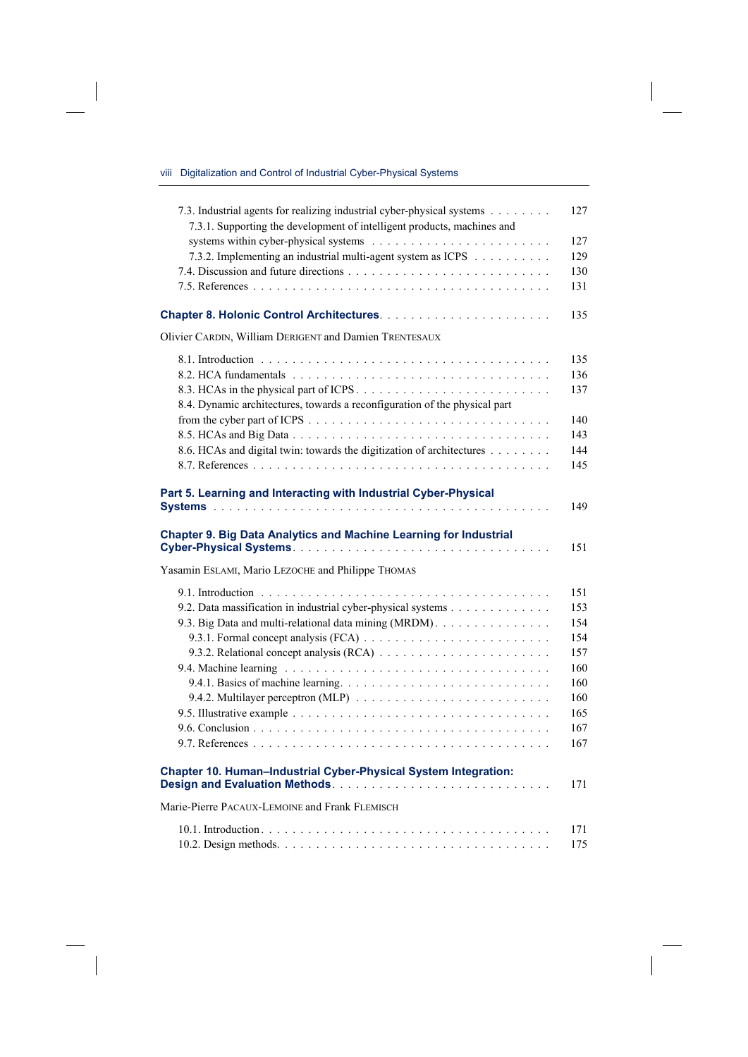7.3. Industrial agents for realizing industrial cyber-physical systems . . . . . . . . 127
   7.3.1. Supporting the development of intelligent products, machines and systems within cyber-physical systems . . . . . . . . . . . . . . . . . . . . . . 127
   7.3.2. Implementing an industrial multi-agent system as ICPS . . . . . . . . . . 129
7.4. Discussion and future directions . . . . . . . . . . . . . . . . . . . . . . . . . 130
7.5. References . . . . . . . . . . . . . . . . . . . . . . . . . . . . . . . . . . . . 131

**Chapter 8. Holonic Control Architectures** . . . . . . . . . . . . . . . . . . . . . . 135

Olivier CARDIN, William DERIGENT and Damien TRENTESAUX

8.1. Introduction . . . . . . . . . . . . . . . . . . . . . . . . . . . . . . . . . . . 135
8.2. HCA fundamentals . . . . . . . . . . . . . . . . . . . . . . . . . . . . . . . . 136
8.3. HCAs in the physical part of ICPS . . . . . . . . . . . . . . . . . . . . . . . . 137
8.4. Dynamic architectures, towards a reconfiguration of the physical part from the cyber part of ICPS . . . . . . . . . . . . . . . . . . . . . . . . . . . . . . 140
8.5. HCAs and Big Data . . . . . . . . . . . . . . . . . . . . . . . . . . . . . . . . 143
8.6. HCAs and digital twin: towards the digitization of architectures . . . . . . . . 144
8.7. References . . . . . . . . . . . . . . . . . . . . . . . . . . . . . . . . . . . . 145

**Part 5. Learning and Interacting with Industrial Cyber-Physical Systems** . . . . . . . . . . . . . . . . . . . . . . . . . . . . . . . . . . . . . . . . . 149

**Chapter 9. Big Data Analytics and Machine Learning for Industrial Cyber-Physical Systems** . . . . . . . . . . . . . . . . . . . . . . . . . . . . . . . 151

Yasamin ESLAMI, Mario LEZOCHE and Philippe THOMAS

9.1. Introduction . . . . . . . . . . . . . . . . . . . . . . . . . . . . . . . . . . . 151
9.2. Data massification in industrial cyber-physical systems . . . . . . . . . . . . . 153
9.3. Big Data and multi-relational data mining (MRDM) . . . . . . . . . . . . . . . 154
   9.3.1. Formal concept analysis (FCA) . . . . . . . . . . . . . . . . . . . . . . . 154
   9.3.2. Relational concept analysis (RCA) . . . . . . . . . . . . . . . . . . . . . 157
9.4. Machine learning . . . . . . . . . . . . . . . . . . . . . . . . . . . . . . . . . 160
   9.4.1. Basics of machine learning . . . . . . . . . . . . . . . . . . . . . . . . . 160
   9.4.2. Multilayer perceptron (MLP) . . . . . . . . . . . . . . . . . . . . . . . . 160
9.5. Illustrative example . . . . . . . . . . . . . . . . . . . . . . . . . . . . . . . 165
9.6. Conclusion . . . . . . . . . . . . . . . . . . . . . . . . . . . . . . . . . . . . 167
9.7. References . . . . . . . . . . . . . . . . . . . . . . . . . . . . . . . . . . . . 167

**Chapter 10. Human–Industrial Cyber-Physical System Integration: Design and Evaluation Methods** . . . . . . . . . . . . . . . . . . . . . . . . . . . 171

Marie-Pierre PACAUX-LEMOINE and Frank FLEMISCH

10.1. Introduction . . . . . . . . . . . . . . . . . . . . . . . . . . . . . . . . . . . 171
10.2. Design methods . . . . . . . . . . . . . . . . . . . . . . . . . . . . . . . . . 175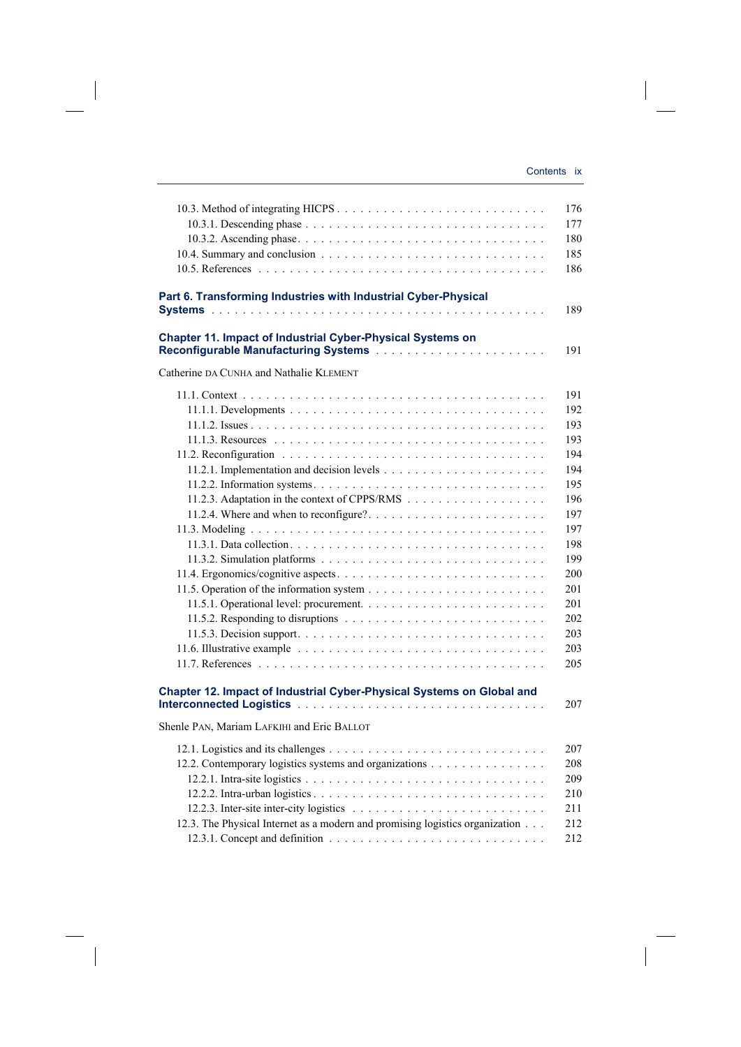10.3. Method of integrating HICPS . . . . . . . . . . . . . . . . . . . . . . . . . . 176
  10.3.1. Descending phase . . . . . . . . . . . . . . . . . . . . . . . . . . . . 177
  10.3.2. Ascending phase . . . . . . . . . . . . . . . . . . . . . . . . . . . . 180
10.4. Summary and conclusion . . . . . . . . . . . . . . . . . . . . . . . . . . . 185
10.5. References . . . . . . . . . . . . . . . . . . . . . . . . . . . . . . . . . 186

**Part 6. Transforming Industries with Industrial Cyber-Physical Systems** . . . . . . . . . . . . . . . . . . . . . . . . . . . . . . . . . . . . . 189

**Chapter 11. Impact of Industrial Cyber-Physical Systems on Reconfigurable Manufacturing Systems** . . . . . . . . . . . . . . . . . . . . . . 191

Catherine DA CUNHA and Nathalie KLEMENT

11.1. Context . . . . . . . . . . . . . . . . . . . . . . . . . . . . . . . . . . . 191
  11.1.1. Developments . . . . . . . . . . . . . . . . . . . . . . . . . . . . . . 192
  11.1.2. Issues . . . . . . . . . . . . . . . . . . . . . . . . . . . . . . . . . 193
  11.1.3. Resources . . . . . . . . . . . . . . . . . . . . . . . . . . . . . . . 193
11.2. Reconfiguration . . . . . . . . . . . . . . . . . . . . . . . . . . . . . . . 194
  11.2.1. Implementation and decision levels . . . . . . . . . . . . . . . . . . . 194
  11.2.2. Information systems . . . . . . . . . . . . . . . . . . . . . . . . . . 195
  11.2.3. Adaptation in the context of CPPS/RMS . . . . . . . . . . . . . . . . . 196
  11.2.4. Where and when to reconfigure? . . . . . . . . . . . . . . . . . . . . . 197
11.3. Modeling . . . . . . . . . . . . . . . . . . . . . . . . . . . . . . . . . . 197
  11.3.1. Data collection . . . . . . . . . . . . . . . . . . . . . . . . . . . . 198
  11.3.2. Simulation platforms . . . . . . . . . . . . . . . . . . . . . . . . . . 199
11.4. Ergonomics/cognitive aspects . . . . . . . . . . . . . . . . . . . . . . . . 200
11.5. Operation of the information system . . . . . . . . . . . . . . . . . . . . . 201
  11.5.1. Operational level: procurement . . . . . . . . . . . . . . . . . . . . . 201
  11.5.2. Responding to disruptions . . . . . . . . . . . . . . . . . . . . . . . 202
  11.5.3. Decision support . . . . . . . . . . . . . . . . . . . . . . . . . . . . 203
11.6. Illustrative example . . . . . . . . . . . . . . . . . . . . . . . . . . . . 203
11.7. References . . . . . . . . . . . . . . . . . . . . . . . . . . . . . . . . . 205

**Chapter 12. Impact of Industrial Cyber-Physical Systems on Global and Interconnected Logistics** . . . . . . . . . . . . . . . . . . . . . . . . . . 207

Shenle PAN, Mariam LAFKIHI and Eric BALLOT

12.1. Logistics and its challenges . . . . . . . . . . . . . . . . . . . . . . . . 207
12.2. Contemporary logistics systems and organizations . . . . . . . . . . . . . . 208
  12.2.1. Intra-site logistics . . . . . . . . . . . . . . . . . . . . . . . . . . 209
  12.2.2. Intra-urban logistics . . . . . . . . . . . . . . . . . . . . . . . . . 210
  12.2.3. Inter-site inter-city logistics . . . . . . . . . . . . . . . . . . . . 211
12.3. The Physical Internet as a modern and promising logistics organization . . . 212
  12.3.1. Concept and definition . . . . . . . . . . . . . . . . . . . . . . . . 212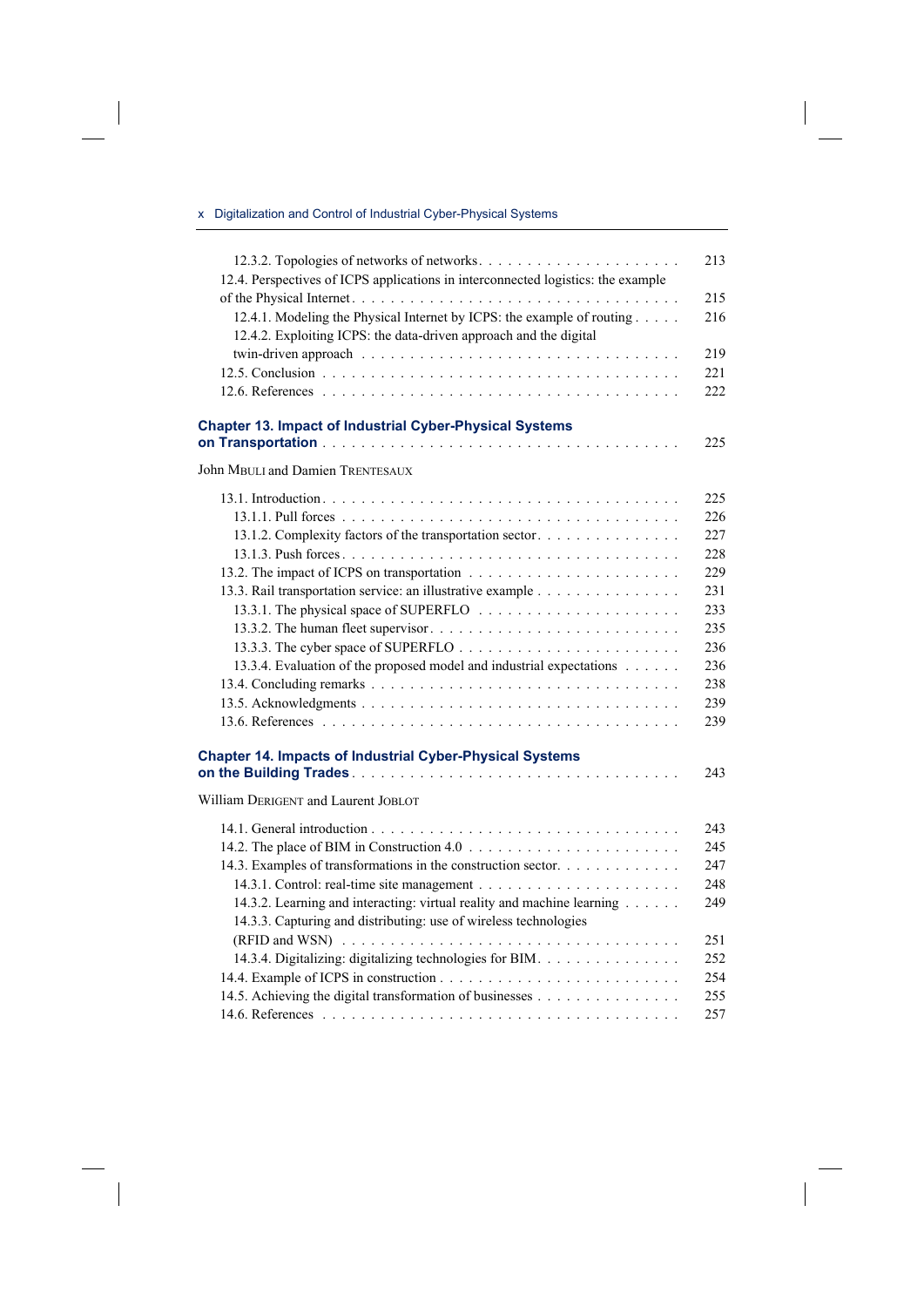12.3.2. Topologies of networks of networks . . . . . . . . . . . . . . . . . . . . . 213
12.4. Perspectives of ICPS applications in interconnected logistics: the example of the Physical Internet . . . . . . . . . . . . . . . . . . . . . . . . . . . . . . . . 215
12.4.1. Modeling the Physical Internet by ICPS: the example of routing . . . . . 216
12.4.2. Exploiting ICPS: the data-driven approach and the digital twin-driven approach . . . . . . . . . . . . . . . . . . . . . . . . . . . . . . . 219
12.5. Conclusion . . . . . . . . . . . . . . . . . . . . . . . . . . . . . . . . . . . 221
12.6. References . . . . . . . . . . . . . . . . . . . . . . . . . . . . . . . . . . . 222

**Chapter 13. Impact of Industrial Cyber-Physical Systems on Transportation** . . . . . . . . . . . . . . . . . . . . . . . . . . . . . . . . . . 225

John MBULI and Damien TRENTESAUX

13.1. Introduction . . . . . . . . . . . . . . . . . . . . . . . . . . . . . . . . . . . 225
13.1.1. Pull forces . . . . . . . . . . . . . . . . . . . . . . . . . . . . . . . . . . 226
13.1.2. Complexity factors of the transportation sector . . . . . . . . . . . . . . 227
13.1.3. Push forces . . . . . . . . . . . . . . . . . . . . . . . . . . . . . . . . . . 228
13.2. The impact of ICPS on transportation . . . . . . . . . . . . . . . . . . . . . 229
13.3. Rail transportation service: an illustrative example . . . . . . . . . . . . . . 231
13.3.1. The physical space of SUPERFLO . . . . . . . . . . . . . . . . . . . . . 233
13.3.2. The human fleet supervisor . . . . . . . . . . . . . . . . . . . . . . . . . 235
13.3.3. The cyber space of SUPERFLO . . . . . . . . . . . . . . . . . . . . . . . 236
13.3.4. Evaluation of the proposed model and industrial expectations . . . . . . 236
13.4. Concluding remarks . . . . . . . . . . . . . . . . . . . . . . . . . . . . . . . 238
13.5. Acknowledgments . . . . . . . . . . . . . . . . . . . . . . . . . . . . . . . . 239
13.6. References . . . . . . . . . . . . . . . . . . . . . . . . . . . . . . . . . . . 239

**Chapter 14. Impacts of Industrial Cyber-Physical Systems on the Building Trades** . . . . . . . . . . . . . . . . . . . . . . . . . . . . . . . . . 243

William DERIGENT and Laurent JOBLOT

14.1. General introduction . . . . . . . . . . . . . . . . . . . . . . . . . . . . . . . 243
14.2. The place of BIM in Construction 4.0 . . . . . . . . . . . . . . . . . . . . . 245
14.3. Examples of transformations in the construction sector. . . . . . . . . . . . 247
14.3.1. Control: real-time site management . . . . . . . . . . . . . . . . . . . . 248
14.3.2. Learning and interacting: virtual reality and machine learning . . . . . . 249
14.3.3. Capturing and distributing: use of wireless technologies (RFID and WSN) . . . . . . . . . . . . . . . . . . . . . . . . . . . . . . . . . . 251
14.3.4. Digitalizing: digitalizing technologies for BIM. . . . . . . . . . . . . . . 252
14.4. Example of ICPS in construction . . . . . . . . . . . . . . . . . . . . . . . . 254
14.5. Achieving the digital transformation of businesses . . . . . . . . . . . . . . 255
14.6. References . . . . . . . . . . . . . . . . . . . . . . . . . . . . . . . . . . . 257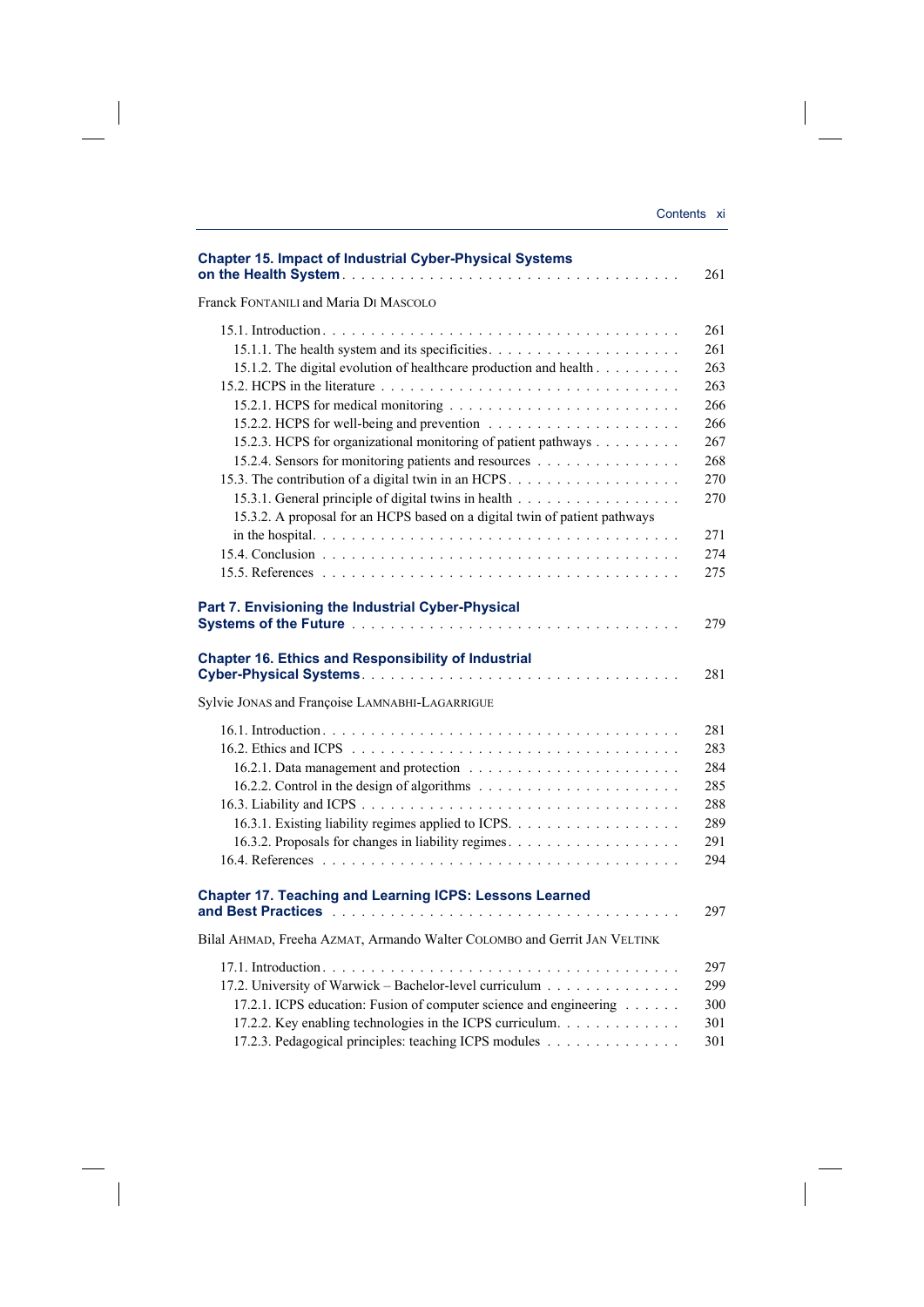**Chapter 15. Impact of Industrial Cyber-Physical Systems on the Health System** . . . . . . . . . . 261

Franck FONTANILI and Maria DI MASCOLO

15.1. Introduction . . . . . . . . . . 261
  15.1.1. The health system and its specificities . . . . . . . . . . 261
  15.1.2. The digital evolution of healthcare production and health . . . . . . . . . . 263
15.2. HCPS in the literature . . . . . . . . . . 263
  15.2.1. HCPS for medical monitoring . . . . . . . . . . 266
  15.2.2. HCPS for well-being and prevention . . . . . . . . . . 266
  15.2.3. HCPS for organizational monitoring of patient pathways . . . . . . . . . . 267
  15.2.4. Sensors for monitoring patients and resources . . . . . . . . . . 268
15.3. The contribution of a digital twin in an HCPS . . . . . . . . . . 270
  15.3.1. General principle of digital twins in health . . . . . . . . . . 270
  15.3.2. A proposal for an HCPS based on a digital twin of patient pathways in the hospital . . . . . . . . . . 271
15.4. Conclusion . . . . . . . . . . 274
15.5. References . . . . . . . . . . 275

**Part 7. Envisioning the Industrial Cyber-Physical Systems of the Future** . . . . . . . . . . 279

**Chapter 16. Ethics and Responsibility of Industrial Cyber-Physical Systems** . . . . . . . . . . 281

Sylvie JONAS and Françoise LAMNABHI-LAGARRIGUE

16.1. Introduction . . . . . . . . . . 281
16.2. Ethics and ICPS . . . . . . . . . . 283
  16.2.1. Data management and protection . . . . . . . . . . 284
  16.2.2. Control in the design of algorithms . . . . . . . . . . 285
16.3. Liability and ICPS . . . . . . . . . . 288
  16.3.1. Existing liability regimes applied to ICPS . . . . . . . . . . 289
  16.3.2. Proposals for changes in liability regimes . . . . . . . . . . 291
16.4. References . . . . . . . . . . 294

**Chapter 17. Teaching and Learning ICPS: Lessons Learned and Best Practices** . . . . . . . . . . 297

Bilal AHMAD, Freeha AZMAT, Armando Walter COLOMBO and Gerrit JAN VELTINK

17.1. Introduction . . . . . . . . . . 297
17.2. University of Warwick – Bachelor-level curriculum . . . . . . . . . . 299
  17.2.1. ICPS education: Fusion of computer science and engineering . . . . . . . . . . 300
  17.2.2. Key enabling technologies in the ICPS curriculum . . . . . . . . . . 301
  17.2.3. Pedagogical principles: teaching ICPS modules . . . . . . . . . . 301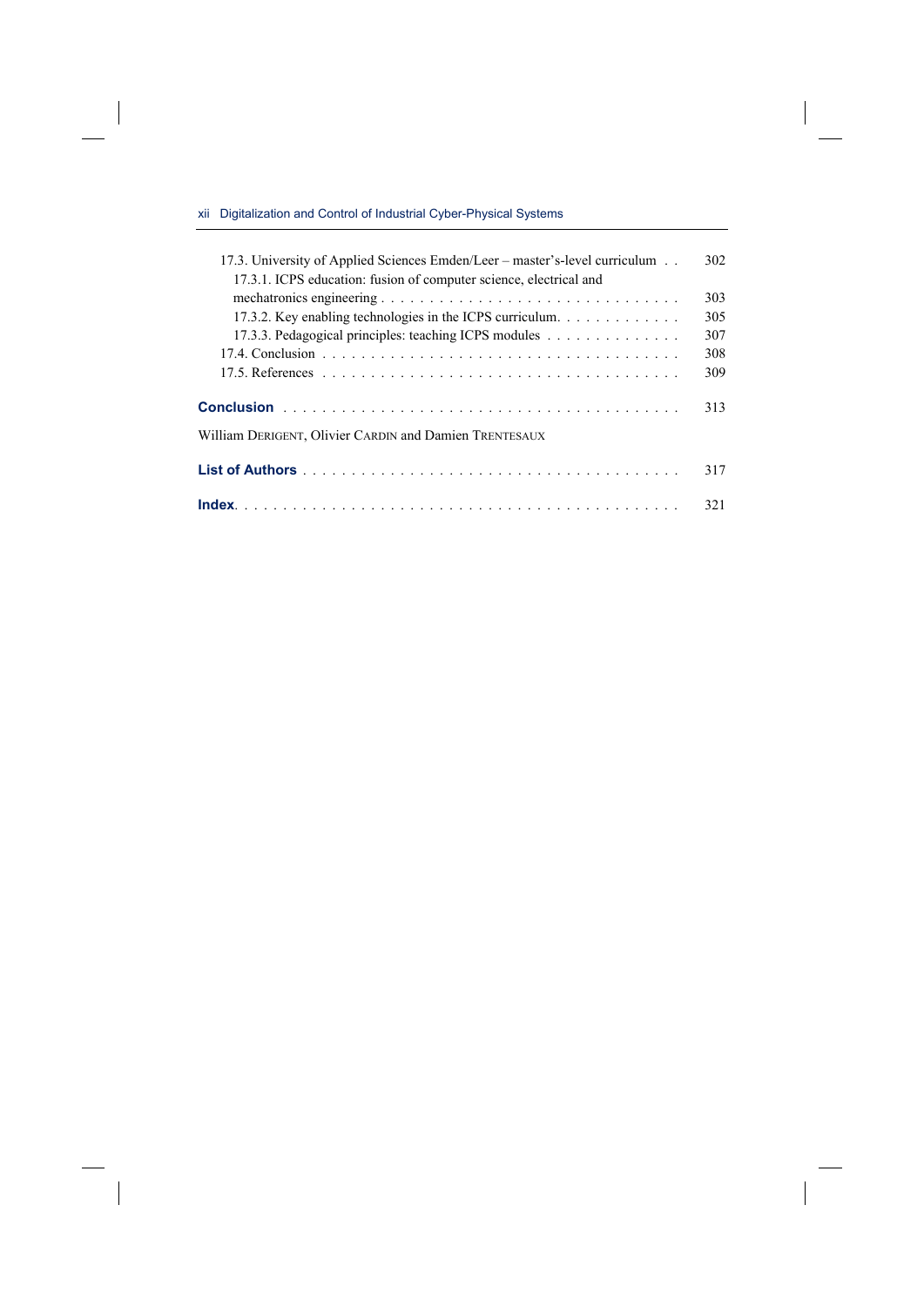17.3. University of Applied Sciences Emden/Leer – master's-level curriculum . . 302

17.3.1. ICPS education: fusion of computer science, electrical and mechatronics engineering . . . . . . . . . . . . . . . . . . . . . . . . . . . . . . . 303

17.3.2. Key enabling technologies in the ICPS curriculum. . . . . . . . . . . . . 305

17.3.3. Pedagogical principles: teaching ICPS modules . . . . . . . . . . . . . . 307

17.4. Conclusion . . . . . . . . . . . . . . . . . . . . . . . . . . . . . . . . . . . . 308

17.5. References . . . . . . . . . . . . . . . . . . . . . . . . . . . . . . . . . . . . 309

**Conclusion** . . . . . . . . . . . . . . . . . . . . . . . . . . . . . . . . . . . . . . 313

William DERIGENT, Olivier CARDIN and Damien TRENTESAUX

**List of Authors** . . . . . . . . . . . . . . . . . . . . . . . . . . . . . . . . . . . . 317

**Index**. . . . . . . . . . . . . . . . . . . . . . . . . . . . . . . . . . . . . . . . . . 321